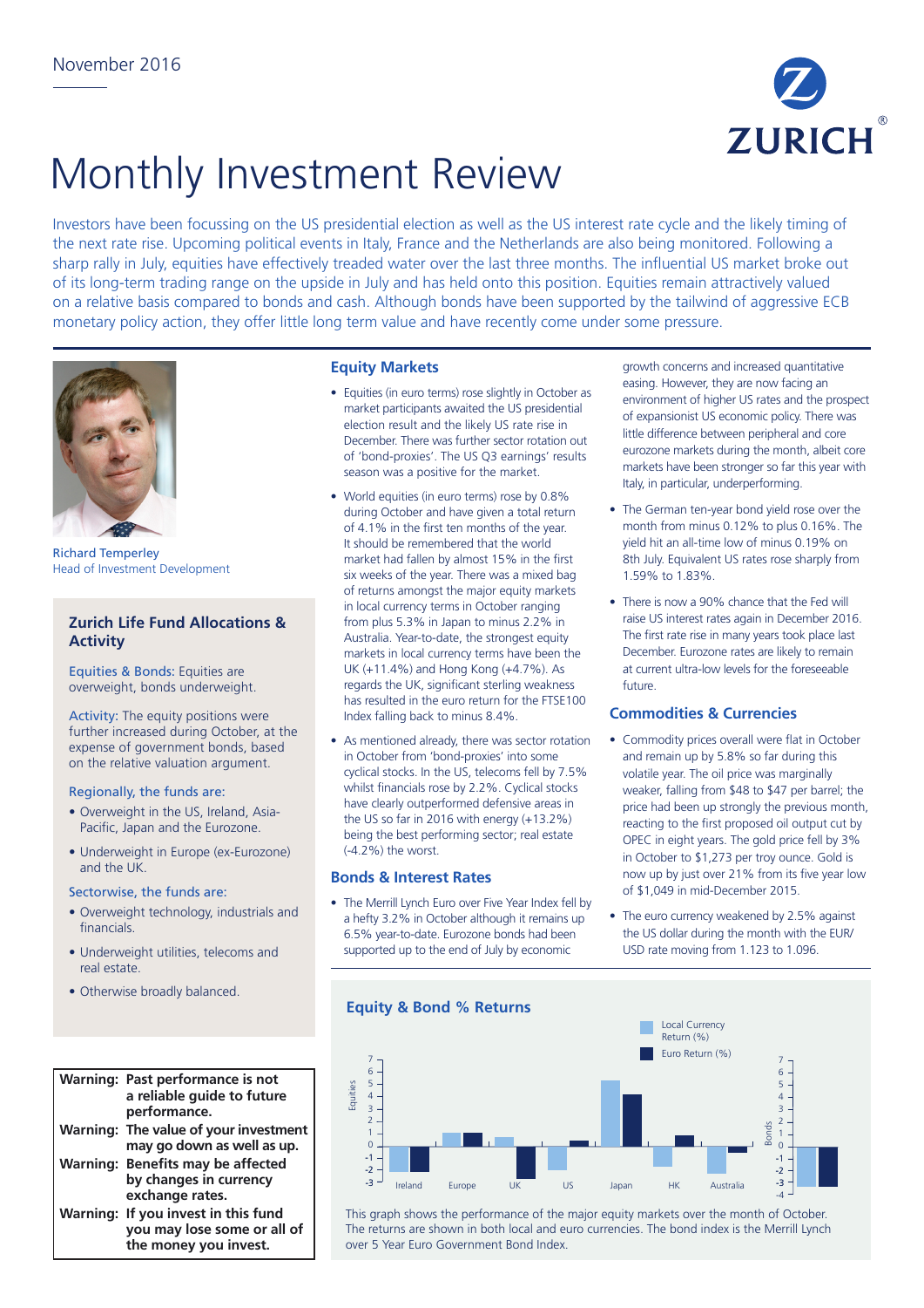November 2016

# Monthly Investment Review

Investors have been focussing on the US presidential election as well as the US interest rate cycle and the likely timing of the next rate rise. Upcoming political events in Italy, France and the Netherlands are also being monitored. Following a sharp rally in July, equities have effectively treaded water over the last three months. The influential US market broke out of its long-term trading range on the upside in July and has held onto this position. Equities remain attractively valued on a relative basis compared to bonds and cash. Although bonds have been supported by the tailwind of aggressive ECB monetary policy action, they offer little long term value and have recently come under some pressure.

Richard Temperley
Head of Investment Development

## Zurich Life Fund Allocations & Activity

Equities & Bonds: Equities are overweight, bonds underweight.

Activity: The equity positions were further increased during October, at the expense of government bonds, based on the relative valuation argument.

Regionally, the funds are:

- Overweight in the US, Ireland, Asia-Pacific, Japan and the Eurozone.
- Underweight in Europe (ex-Eurozone) and the UK.

Sectorwise, the funds are:

- Overweight technology, industrials and financials.
- Underweight utilities, telecoms and real estate.
- Otherwise broadly balanced.

**Warning: Past performance is not a reliable guide to future performance.**
**Warning: The value of your investment may go down as well as up.**
**Warning: Benefits may be affected by changes in currency exchange rates.**
**Warning: If you invest in this fund you may lose some or all of the money you invest.**

## Equity Markets

- Equities (in euro terms) rose slightly in October as market participants awaited the US presidential election result and the likely US rate rise in December. There was further sector rotation out of 'bond-proxies'. The US Q3 earnings' results season was a positive for the market.
- World equities (in euro terms) rose by 0.8% during October and have given a total return of 4.1% in the first ten months of the year. It should be remembered that the world market had fallen by almost 15% in the first six weeks of the year. There was a mixed bag of returns amongst the major equity markets in local currency terms in October ranging from plus 5.3% in Japan to minus 2.2% in Australia. Year-to-date, the strongest equity markets in local currency terms have been the UK (+11.4%) and Hong Kong (+4.7%). As regards the UK, significant sterling weakness has resulted in the euro return for the FTSE100 Index falling back to minus 8.4%.
- As mentioned already, there was sector rotation in October from 'bond-proxies' into some cyclical stocks. In the US, telecoms fell by 7.5% whilst financials rose by 2.2%. Cyclical stocks have clearly outperformed defensive areas in the US so far in 2016 with energy (+13.2%) being the best performing sector; real estate (-4.2%) the worst.

## Bonds & Interest Rates

- The Merrill Lynch Euro over Five Year Index fell by a hefty 3.2% in October although it remains up 6.5% year-to-date. Eurozone bonds had been supported up to the end of July by economic growth concerns and increased quantitative easing. However, they are now facing an environment of higher US rates and the prospect of expansionist US economic policy. There was little difference between peripheral and core eurozone markets during the month, albeit core markets have been stronger so far this year with Italy, in particular, underperforming.
- The German ten-year bond yield rose over the month from minus 0.12% to plus 0.16%. The yield hit an all-time low of minus 0.19% on 8th July. Equivalent US rates rose sharply from 1.59% to 1.83%.
- There is now a 90% chance that the Fed will raise US interest rates again in December 2016. The first rate rise in many years took place last December. Eurozone rates are likely to remain at current ultra-low levels for the foreseeable future.

## Commodities & Currencies

- Commodity prices overall were flat in October and remain up by 5.8% so far during this volatile year. The oil price was marginally weaker, falling from $48 to $47 per barrel; the price had been up strongly the previous month, reacting to the first proposed oil output cut by OPEC in eight years. The gold price fell by 3% in October to $1,273 per troy ounce. Gold is now up by just over 21% from its five year low of $1,049 in mid-December 2015.
- The euro currency weakened by 2.5% against the US dollar during the month with the EUR/USD rate moving from 1.123 to 1.096.

## Equity & Bond % Returns

This graph shows the performance of the major equity markets over the month of October. The returns are shown in both local and euro currencies. The bond index is the Merrill Lynch over 5 Year Euro Government Bond Index.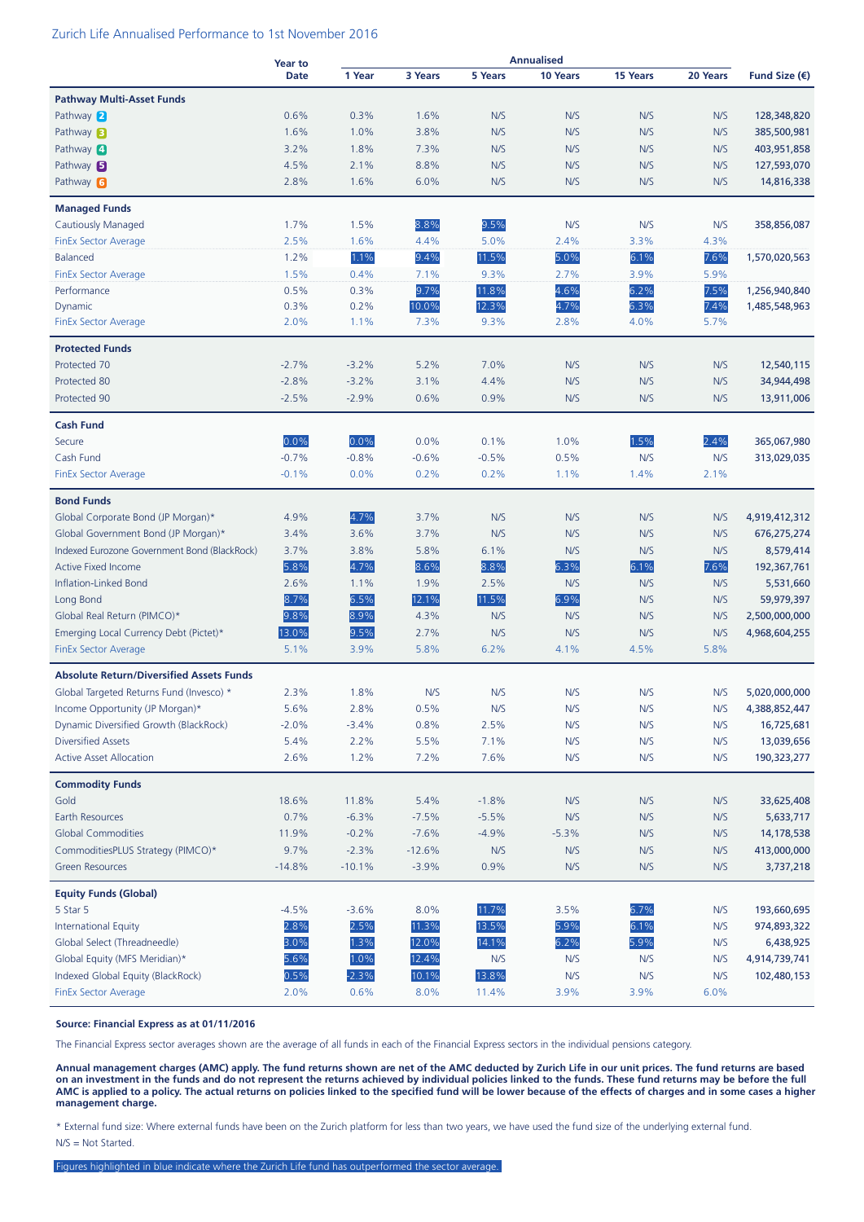Zurich Life Annualised Performance to 1st November 2016

| | Year to Date | Annualised | | | | | | Fund Size (€) |
|---|---|---|---|---|---|---|---|---|
| | | 1 Year | 3 Years | 5 Years | 10 Years | 15 Years | 20 Years | |
| **Pathway Multi-Asset Funds** | | | | | | | | |
| Pathway 2 | 0.6% | 0.3% | 1.6% | N/S | N/S | N/S | N/S | 128,348,820 |
| Pathway 3 | 1.6% | 1.0% | 3.8% | N/S | N/S | N/S | N/S | 385,500,981 |
| Pathway 4 | 3.2% | 1.8% | 7.3% | N/S | N/S | N/S | N/S | 403,951,858 |
| Pathway 5 | 4.5% | 2.1% | 8.8% | N/S | N/S | N/S | N/S | 127,593,070 |
| Pathway 6 | 2.8% | 1.6% | 6.0% | N/S | N/S | N/S | N/S | 14,816,338 |
| **Managed Funds** | | | | | | | | |
| Cautiously Managed | 1.7% | 1.5% | 8.8% | 9.5% | N/S | N/S | N/S | 358,856,087 |
| FinEx Sector Average | 2.5% | 1.6% | 4.4% | 5.0% | 2.4% | 3.3% | 4.3% | |
| Balanced | 1.2% | 1.1% | 9.4% | 11.5% | 5.0% | 6.1% | 7.6% | 1,570,020,563 |
| FinEx Sector Average | 1.5% | 0.4% | 7.1% | 9.3% | 2.7% | 3.9% | 5.9% | |
| Performance | 0.5% | 0.3% | 9.7% | 11.8% | 4.6% | 6.2% | 7.5% | 1,256,940,840 |
| Dynamic | 0.3% | 0.2% | 10.0% | 12.3% | 4.7% | 6.3% | 7.4% | 1,485,548,963 |
| FinEx Sector Average | 2.0% | 1.1% | 7.3% | 9.3% | 2.8% | 4.0% | 5.7% | |
| **Protected Funds** | | | | | | | | |
| Protected 70 | -2.7% | -3.2% | 5.2% | 7.0% | N/S | N/S | N/S | 12,540,115 |
| Protected 80 | -2.8% | -3.2% | 3.1% | 4.4% | N/S | N/S | N/S | 34,944,498 |
| Protected 90 | -2.5% | -2.9% | 0.6% | 0.9% | N/S | N/S | N/S | 13,911,006 |
| **Cash Fund** | | | | | | | | |
| Secure | 0.0% | 0.0% | 0.0% | 0.1% | 1.0% | 1.5% | 2.4% | 365,067,980 |
| Cash Fund | -0.7% | -0.8% | -0.6% | -0.5% | 0.5% | N/S | N/S | 313,029,035 |
| FinEx Sector Average | -0.1% | 0.0% | 0.2% | 0.2% | 1.1% | 1.4% | 2.1% | |
| **Bond Funds** | | | | | | | | |
| Global Corporate Bond (JP Morgan)* | 4.9% | 4.7% | 3.7% | N/S | N/S | N/S | N/S | 4,919,412,312 |
| Global Government Bond (JP Morgan)* | 3.4% | 3.6% | 3.7% | N/S | N/S | N/S | N/S | 676,275,274 |
| Indexed Eurozone Government Bond (BlackRock) | 3.7% | 3.8% | 5.8% | 6.1% | N/S | N/S | N/S | 8,579,414 |
| Active Fixed Income | 5.8% | 4.7% | 8.6% | 8.8% | 6.3% | 6.1% | 7.6% | 192,367,761 |
| Inflation-Linked Bond | 2.6% | 1.1% | 1.9% | 2.5% | N/S | N/S | N/S | 5,531,660 |
| Long Bond | 8.7% | 6.5% | 12.1% | 11.5% | 6.9% | N/S | N/S | 59,979,397 |
| Global Real Return (PIMCO)* | 9.8% | 8.9% | 4.3% | N/S | N/S | N/S | N/S | 2,500,000,000 |
| Emerging Local Currency Debt (Pictet)* | 13.0% | 9.5% | 2.7% | N/S | N/S | N/S | N/S | 4,968,604,255 |
| FinEx Sector Average | 5.1% | 3.9% | 5.8% | 6.2% | 4.1% | 4.5% | 5.8% | |
| **Absolute Return/Diversified Assets Funds** | | | | | | | | |
| Global Targeted Returns Fund (Invesco) * | 2.3% | 1.8% | N/S | N/S | N/S | N/S | N/S | 5,020,000,000 |
| Income Opportunity (JP Morgan)* | 5.6% | 2.8% | 0.5% | N/S | N/S | N/S | N/S | 4,388,852,447 |
| Dynamic Diversified Growth (BlackRock) | -2.0% | -3.4% | 0.8% | 2.5% | N/S | N/S | N/S | 16,725,681 |
| Diversified Assets | 5.4% | 2.2% | 5.5% | 7.1% | N/S | N/S | N/S | 13,039,656 |
| Active Asset Allocation | 2.6% | 1.2% | 7.2% | 7.6% | N/S | N/S | N/S | 190,323,277 |
| **Commodity Funds** | | | | | | | | |
| Gold | 18.6% | 11.8% | 5.4% | -1.8% | N/S | N/S | N/S | 33,625,408 |
| Earth Resources | 0.7% | -6.3% | -7.5% | -5.5% | N/S | N/S | N/S | 5,633,717 |
| Global Commodities | 11.9% | -0.2% | -7.6% | -4.9% | -5.3% | N/S | N/S | 14,178,538 |
| CommoditiesPLUS Strategy (PIMCO)* | 9.7% | -2.3% | -12.6% | N/S | N/S | N/S | N/S | 413,000,000 |
| Green Resources | -14.8% | -10.1% | -3.9% | 0.9% | N/S | N/S | N/S | 3,737,218 |
| **Equity Funds (Global)** | | | | | | | | |
| 5 Star 5 | -4.5% | -3.6% | 8.0% | 11.7% | 3.5% | 6.7% | N/S | 193,660,695 |
| International Equity | 2.8% | 2.5% | 11.3% | 13.5% | 5.9% | 6.1% | N/S | 974,893,322 |
| Global Select (Threadneedle) | 3.0% | 1.3% | 12.0% | 14.1% | 6.2% | 5.9% | N/S | 6,438,925 |
| Global Equity (MFS Meridian)* | 5.6% | 1.0% | 12.4% | N/S | N/S | N/S | N/S | 4,914,739,741 |
| Indexed Global Equity (BlackRock) | 0.5% | -2.3% | 10.1% | 13.8% | N/S | N/S | N/S | 102,480,153 |
| FinEx Sector Average | 2.0% | 0.6% | 8.0% | 11.4% | 3.9% | 3.9% | 6.0% | |

**Source: Financial Express as at 01/11/2016**

The Financial Express sector averages shown are the average of all funds in each of the Financial Express sectors in the individual pensions category.

**Annual management charges (AMC) apply. The fund returns shown are net of the AMC deducted by Zurich Life in our unit prices. The fund returns are based on an investment in the funds and do not represent the returns achieved by individual policies linked to the funds. These fund returns may be before the full AMC is applied to a policy. The actual returns on policies linked to the specified fund will be lower because of the effects of charges and in some cases a higher management charge.**

\* External fund size: Where external funds have been on the Zurich platform for less than two years, we have used the fund size of the underlying external fund.

N/S = Not Started.

Figures highlighted in blue indicate where the Zurich Life fund has outperformed the sector average.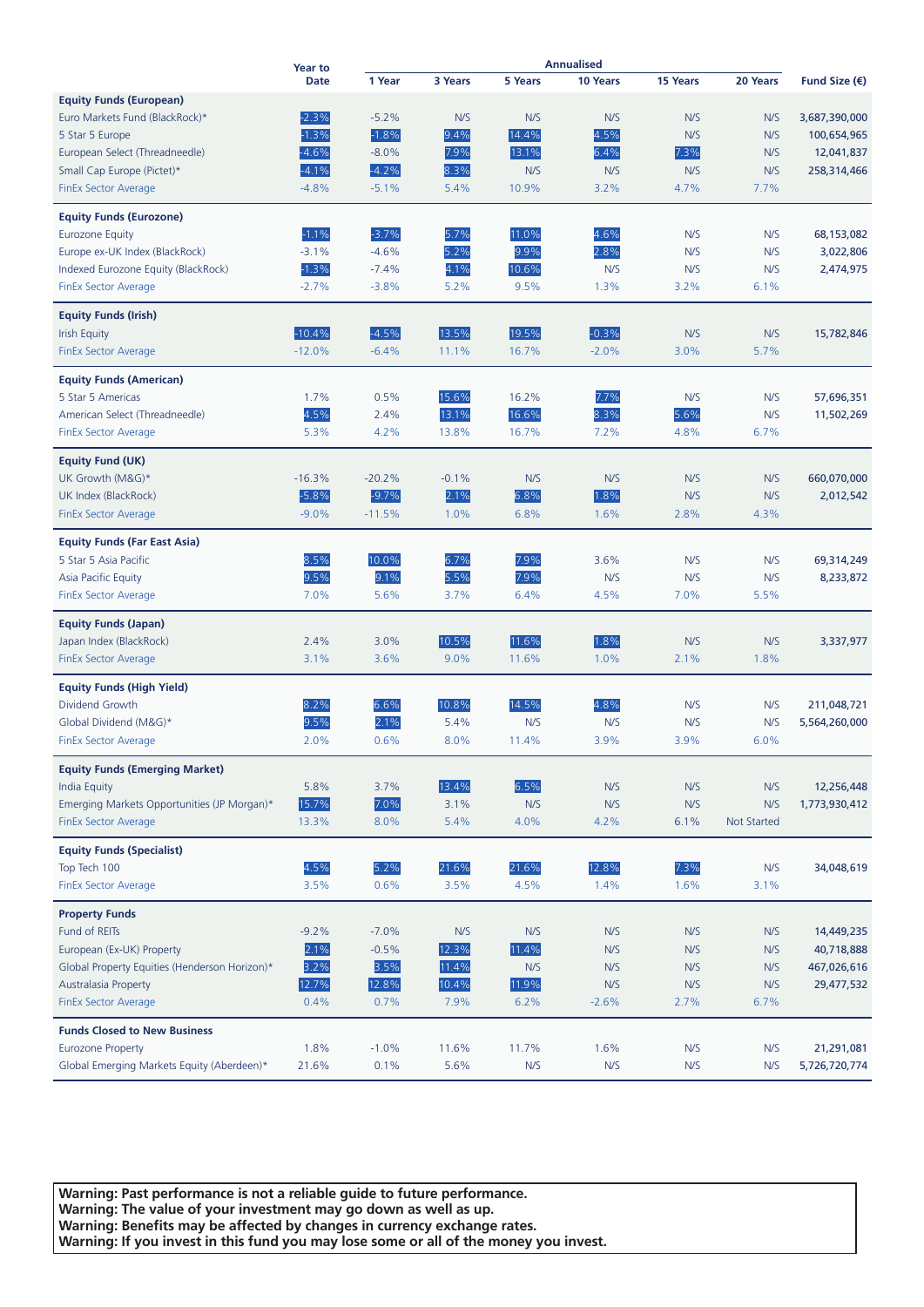| | Year to Date | Annualised | | | | | | Fund Size (€) |
|---|---|---|---|---|---|---|---|---|
| | | 1 Year | 3 Years | 5 Years | 10 Years | 15 Years | 20 Years | |
| **Equity Funds (European)** | | | | | | | | |
| Euro Markets Fund (BlackRock)* | -2.3% | -5.2% | N/S | N/S | N/S | N/S | N/S | 3,687,390,000 |
| 5 Star 5 Europe | -1.3% | -1.8% | 9.4% | 14.4% | 4.5% | N/S | N/S | 100,654,965 |
| European Select (Threadneedle) | -4.6% | -8.0% | 7.9% | 13.1% | 6.4% | 7.3% | N/S | 12,041,837 |
| Small Cap Europe (Pictet)* | -4.1% | -4.2% | 8.3% | N/S | N/S | N/S | N/S | 258,314,466 |
| FinEx Sector Average | -4.8% | -5.1% | 5.4% | 10.9% | 3.2% | 4.7% | 7.7% | |
| **Equity Funds (Eurozone)** | | | | | | | | |
| Eurozone Equity | -1.1% | -3.7% | 5.7% | 11.0% | 4.6% | N/S | N/S | 68,153,082 |
| Europe ex-UK Index (BlackRock) | -3.1% | -4.6% | 5.2% | 9.9% | 2.8% | N/S | N/S | 3,022,806 |
| Indexed Eurozone Equity (BlackRock) | -1.3% | -7.4% | 4.1% | 10.6% | N/S | N/S | N/S | 2,474,975 |
| FinEx Sector Average | -2.7% | -3.8% | 5.2% | 9.5% | 1.3% | 3.2% | 6.1% | |
| **Equity Funds (Irish)** | | | | | | | | |
| Irish Equity | -10.4% | -4.5% | 13.5% | 19.5% | -0.3% | N/S | N/S | 15,782,846 |
| FinEx Sector Average | -12.0% | -6.4% | 11.1% | 16.7% | -2.0% | 3.0% | 5.7% | |
| **Equity Funds (American)** | | | | | | | | |
| 5 Star 5 Americas | 1.7% | 0.5% | 15.6% | 16.2% | 7.7% | N/S | N/S | 57,696,351 |
| American Select (Threadneedle) | 4.5% | 2.4% | 13.1% | 16.6% | 8.3% | 5.6% | N/S | 11,502,269 |
| FinEx Sector Average | 5.3% | 4.2% | 13.8% | 16.7% | 7.2% | 4.8% | 6.7% | |
| **Equity Fund (UK)** | | | | | | | | |
| UK Growth (M&G)* | -16.3% | -20.2% | -0.1% | N/S | N/S | N/S | N/S | 660,070,000 |
| UK Index (BlackRock) | -5.8% | -9.7% | 2.1% | 6.8% | 1.8% | N/S | N/S | 2,012,542 |
| FinEx Sector Average | -9.0% | -11.5% | 1.0% | 6.8% | 1.6% | 2.8% | 4.3% | |
| **Equity Funds (Far East Asia)** | | | | | | | | |
| 5 Star 5 Asia Pacific | 8.5% | 10.0% | 6.7% | 7.9% | 3.6% | N/S | N/S | 69,314,249 |
| Asia Pacific Equity | 9.5% | 9.1% | 5.5% | 7.9% | N/S | N/S | N/S | 8,233,872 |
| FinEx Sector Average | 7.0% | 5.6% | 3.7% | 6.4% | 4.5% | 7.0% | 5.5% | |
| **Equity Funds (Japan)** | | | | | | | | |
| Japan Index (BlackRock) | 2.4% | 3.0% | 10.5% | 11.6% | 1.8% | N/S | N/S | 3,337,977 |
| FinEx Sector Average | 3.1% | 3.6% | 9.0% | 11.6% | 1.0% | 2.1% | 1.8% | |
| **Equity Funds (High Yield)** | | | | | | | | |
| Dividend Growth | 8.2% | 6.6% | 10.8% | 14.5% | 4.8% | N/S | N/S | 211,048,721 |
| Global Dividend (M&G)* | 9.5% | 2.1% | 5.4% | N/S | N/S | N/S | N/S | 5,564,260,000 |
| FinEx Sector Average | 2.0% | 0.6% | 8.0% | 11.4% | 3.9% | 3.9% | 6.0% | |
| **Equity Funds (Emerging Market)** | | | | | | | | |
| India Equity | 5.8% | 3.7% | 13.4% | 6.5% | N/S | N/S | N/S | 12,256,448 |
| Emerging Markets Opportunities (JP Morgan)* | 15.7% | 7.0% | 3.1% | N/S | N/S | N/S | N/S | 1,773,930,412 |
| FinEx Sector Average | 13.3% | 8.0% | 5.4% | 4.0% | 4.2% | 6.1% | Not Started | |
| **Equity Funds (Specialist)** | | | | | | | | |
| Top Tech 100 | 4.5% | 5.2% | 21.6% | 21.6% | 12.8% | 7.3% | N/S | 34,048,619 |
| FinEx Sector Average | 3.5% | 0.6% | 3.5% | 4.5% | 1.4% | 1.6% | 3.1% | |
| **Property Funds** | | | | | | | | |
| Fund of REITs | -9.2% | -7.0% | N/S | N/S | N/S | N/S | N/S | 14,449,235 |
| European (Ex-UK) Property | 2.1% | -0.5% | 12.3% | 11.4% | N/S | N/S | N/S | 40,718,888 |
| Global Property Equities (Henderson Horizon)* | 3.2% | 3.5% | 11.4% | N/S | N/S | N/S | N/S | 467,026,616 |
| Australasia Property | 12.7% | 12.8% | 10.4% | 11.9% | N/S | N/S | N/S | 29,477,532 |
| FinEx Sector Average | 0.4% | 0.7% | 7.9% | 6.2% | -2.6% | 2.7% | 6.7% | |
| **Funds Closed to New Business** | | | | | | | | |
| Eurozone Property | 1.8% | -1.0% | 11.6% | 11.7% | 1.6% | N/S | N/S | 21,291,081 |
| Global Emerging Markets Equity (Aberdeen)* | 21.6% | 0.1% | 5.6% | N/S | N/S | N/S | N/S | 5,726,720,774 |

**Warning: Past performance is not a reliable guide to future performance.**
**Warning: The value of your investment may go down as well as up.**
**Warning: Benefits may be affected by changes in currency exchange rates.**
**Warning: If you invest in this fund you may lose some or all of the money you invest.**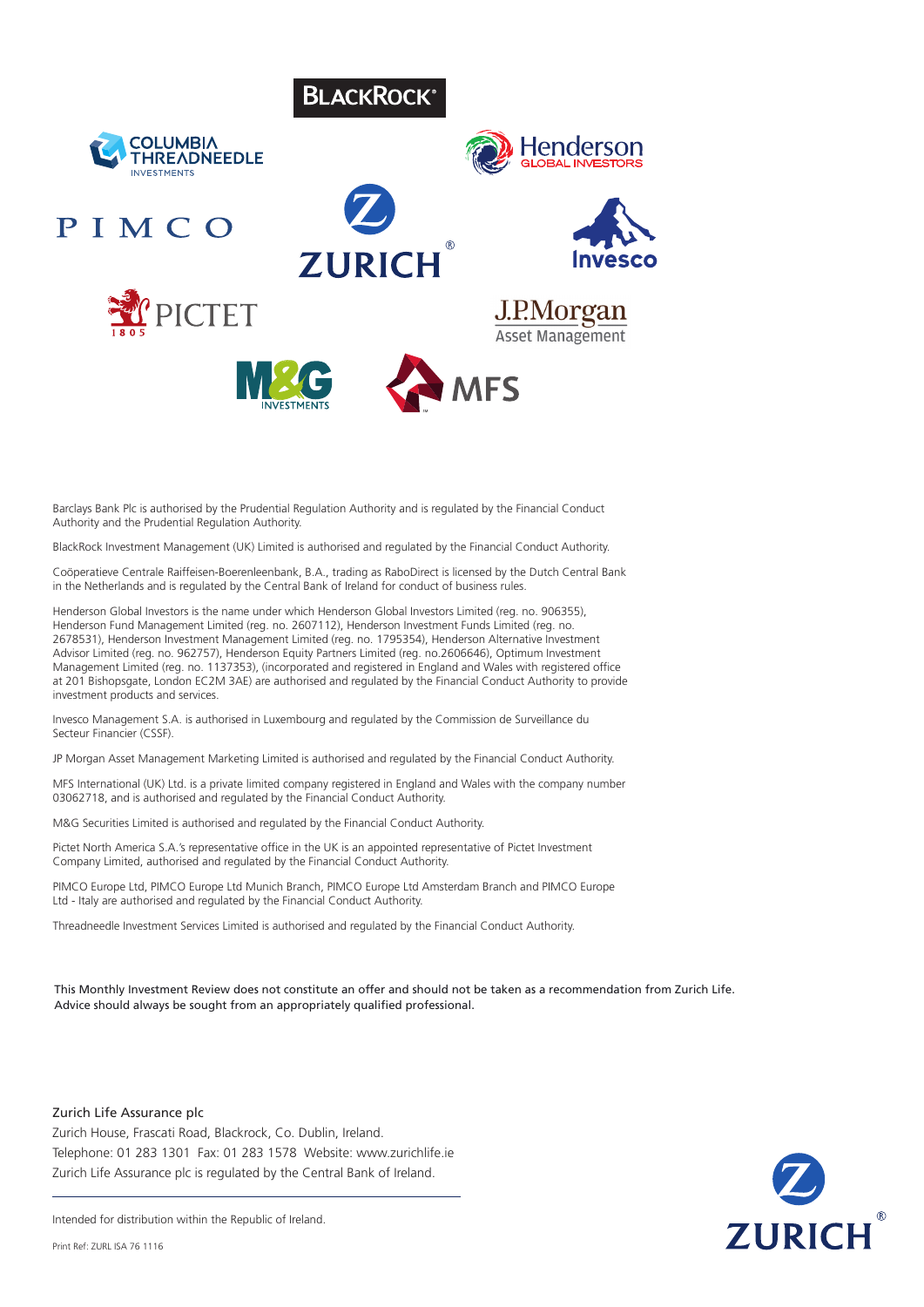Barclays Bank Plc is authorised by the Prudential Regulation Authority and is regulated by the Financial Conduct Authority and the Prudential Regulation Authority.

BlackRock Investment Management (UK) Limited is authorised and regulated by the Financial Conduct Authority.

Coöperatieve Centrale Raiffeisen-Boerenleenbank, B.A., trading as RaboDirect is licensed by the Dutch Central Bank in the Netherlands and is regulated by the Central Bank of Ireland for conduct of business rules.

Henderson Global Investors is the name under which Henderson Global Investors Limited (reg. no. 906355), Henderson Fund Management Limited (reg. no. 2607112), Henderson Investment Funds Limited (reg. no. 2678531), Henderson Investment Management Limited (reg. no. 1795354), Henderson Alternative Investment Advisor Limited (reg. no. 962757), Henderson Equity Partners Limited (reg. no.2606646), Optimum Investment Management Limited (reg. no. 1137353), (incorporated and registered in England and Wales with registered office at 201 Bishopsgate, London EC2M 3AE) are authorised and regulated by the Financial Conduct Authority to provide investment products and services.

Invesco Management S.A. is authorised in Luxembourg and regulated by the Commission de Surveillance du Secteur Financier (CSSF).

JP Morgan Asset Management Marketing Limited is authorised and regulated by the Financial Conduct Authority.

MFS International (UK) Ltd. is a private limited company registered in England and Wales with the company number 03062718, and is authorised and regulated by the Financial Conduct Authority.

M&G Securities Limited is authorised and regulated by the Financial Conduct Authority.

Pictet North America S.A.'s representative office in the UK is an appointed representative of Pictet Investment Company Limited, authorised and regulated by the Financial Conduct Authority.

PIMCO Europe Ltd, PIMCO Europe Ltd Munich Branch, PIMCO Europe Ltd Amsterdam Branch and PIMCO Europe Ltd - Italy are authorised and regulated by the Financial Conduct Authority.

Threadneedle Investment Services Limited is authorised and regulated by the Financial Conduct Authority.

This Monthly Investment Review does not constitute an offer and should not be taken as a recommendation from Zurich Life. Advice should always be sought from an appropriately qualified professional.

Zurich Life Assurance plc
Zurich House, Frascati Road, Blackrock, Co. Dublin, Ireland.
Telephone: 01 283 1301 Fax: 01 283 1578 Website: www.zurichlife.ie
Zurich Life Assurance plc is regulated by the Central Bank of Ireland.

Intended for distribution within the Republic of Ireland.

Print Ref: ZURL ISA 76 1116